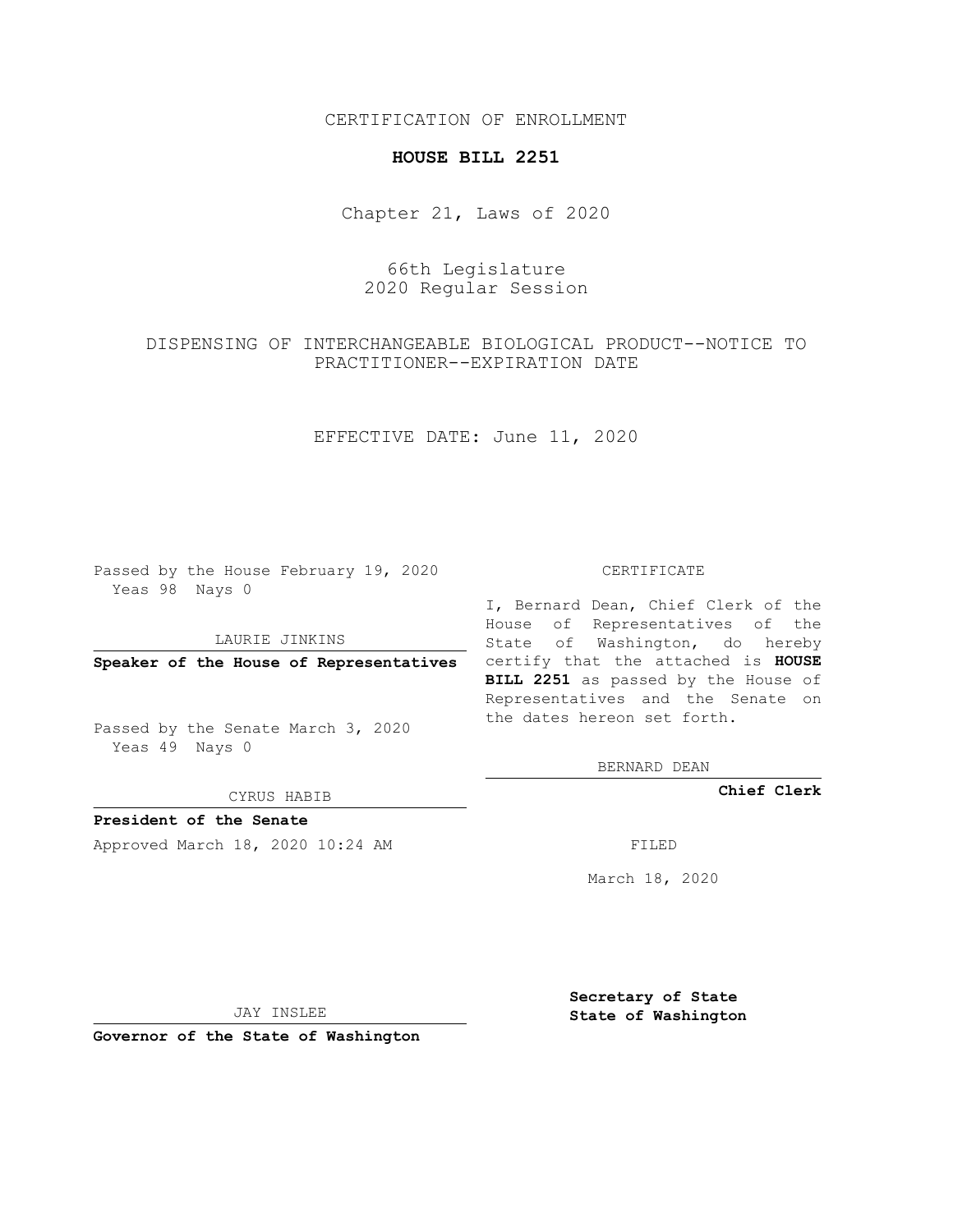CERTIFICATION OF ENROLLMENT

# HOUSE BILL 2251

Chapter 21, Laws of 2020

66th Legislature
2020 Regular Session

DISPENSING OF INTERCHANGEABLE BIOLOGICAL PRODUCT--NOTICE TO PRACTITIONER--EXPIRATION DATE

EFFECTIVE DATE: June 11, 2020

Passed by the House February 19, 2020
Yeas 98 Nays 0

LAURIE JINKINS

**Speaker of the House of Representatives**

Passed by the Senate March 3, 2020
Yeas 49 Nays 0

CYRUS HABIB

**President of the Senate**

Approved March 18, 2020 10:24 AM

JAY INSLEE

**Governor of the State of Washington**

CERTIFICATE

I, Bernard Dean, Chief Clerk of the House of Representatives of the State of Washington, do hereby certify that the attached is **HOUSE BILL 2251** as passed by the House of Representatives and the Senate on the dates hereon set forth.

BERNARD DEAN

**Chief Clerk**

FILED

March 18, 2020

**Secretary of State**
**State of Washington**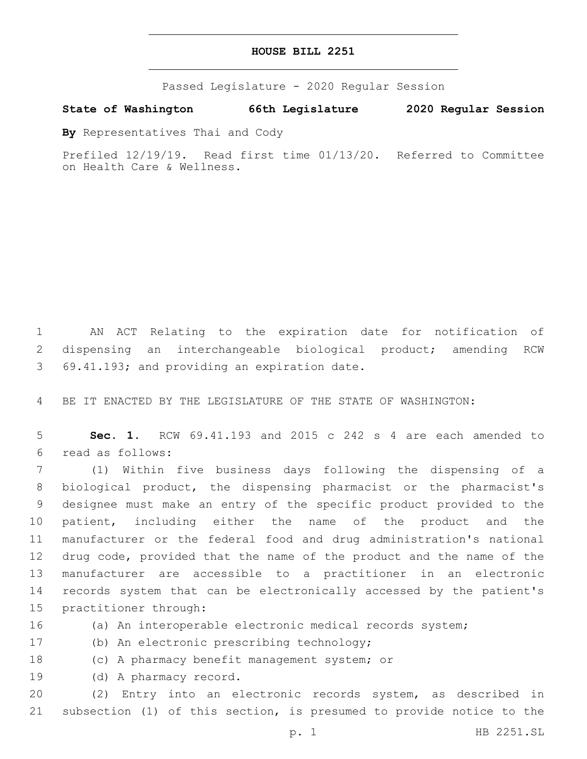# HOUSE BILL 2251

Passed Legislature - 2020 Regular Session

**State of Washington 66th Legislature 2020 Regular Session**

**By** Representatives Thai and Cody

Prefiled 12/19/19. Read first time 01/13/20. Referred to Committee on Health Care & Wellness.

AN ACT Relating to the expiration date for notification of dispensing an interchangeable biological product; amending RCW 69.41.193; and providing an expiration date.

BE IT ENACTED BY THE LEGISLATURE OF THE STATE OF WASHINGTON:

**Sec. 1.** RCW 69.41.193 and 2015 c 242 s 4 are each amended to read as follows:

(1) Within five business days following the dispensing of a biological product, the dispensing pharmacist or the pharmacist's designee must make an entry of the specific product provided to the patient, including either the name of the product and the manufacturer or the federal food and drug administration's national drug code, provided that the name of the product and the name of the manufacturer are accessible to a practitioner in an electronic records system that can be electronically accessed by the patient's practitioner through:

(a) An interoperable electronic medical records system;

(b) An electronic prescribing technology;

(c) A pharmacy benefit management system; or

(d) A pharmacy record.

(2) Entry into an electronic records system, as described in subsection (1) of this section, is presumed to provide notice to the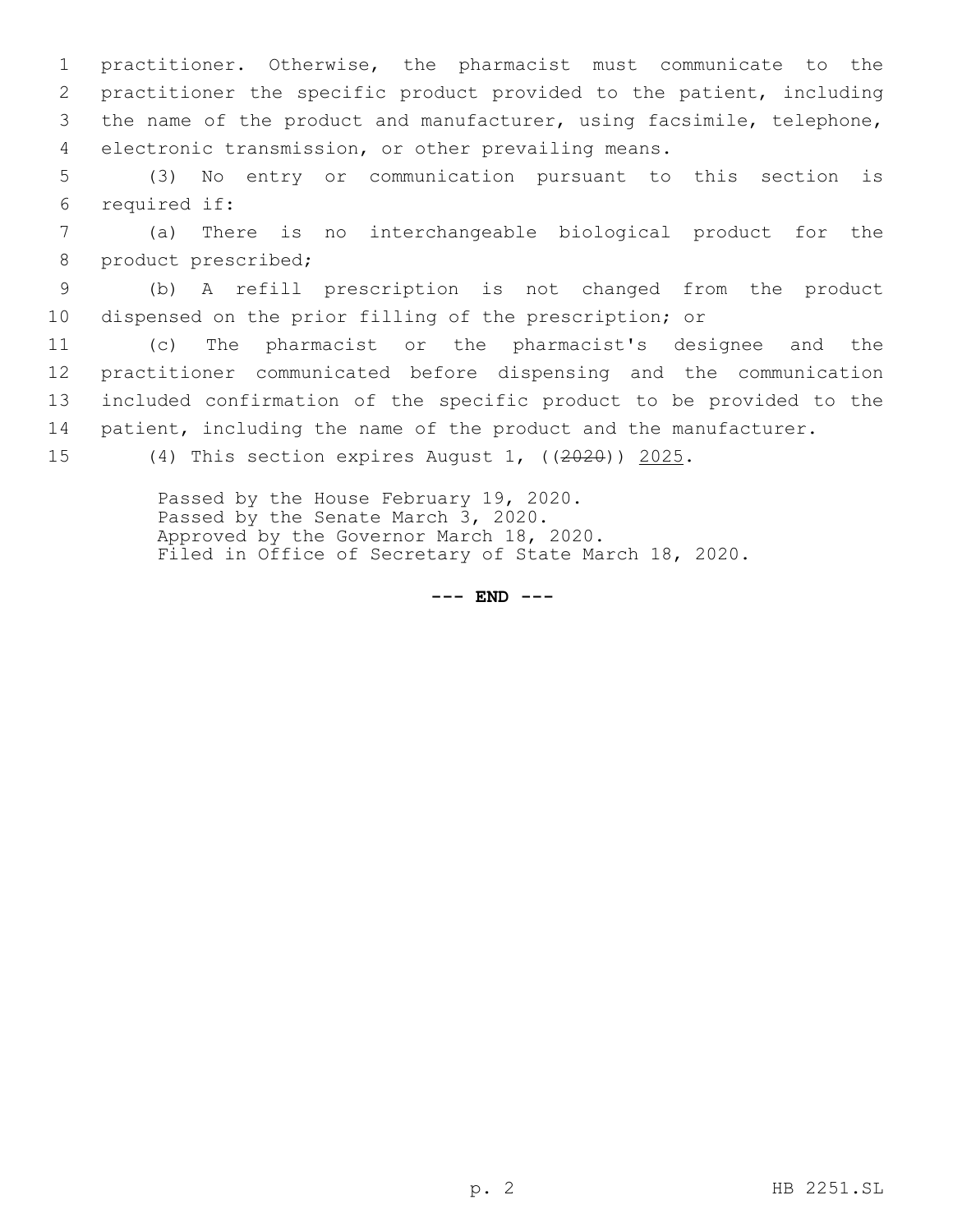practitioner. Otherwise, the pharmacist must communicate to the practitioner the specific product provided to the patient, including the name of the product and manufacturer, using facsimile, telephone, electronic transmission, or other prevailing means.

(3) No entry or communication pursuant to this section is required if:

(a) There is no interchangeable biological product for the product prescribed;

(b) A refill prescription is not changed from the product dispensed on the prior filling of the prescription; or

(c) The pharmacist or the pharmacist's designee and the practitioner communicated before dispensing and the communication included confirmation of the specific product to be provided to the patient, including the name of the product and the manufacturer.

(4) This section expires August 1, ((~~2020~~)) <u>2025</u>.

Passed by the House February 19, 2020.
Passed by the Senate March 3, 2020.
Approved by the Governor March 18, 2020.
Filed in Office of Secretary of State March 18, 2020.

**--- END ---**